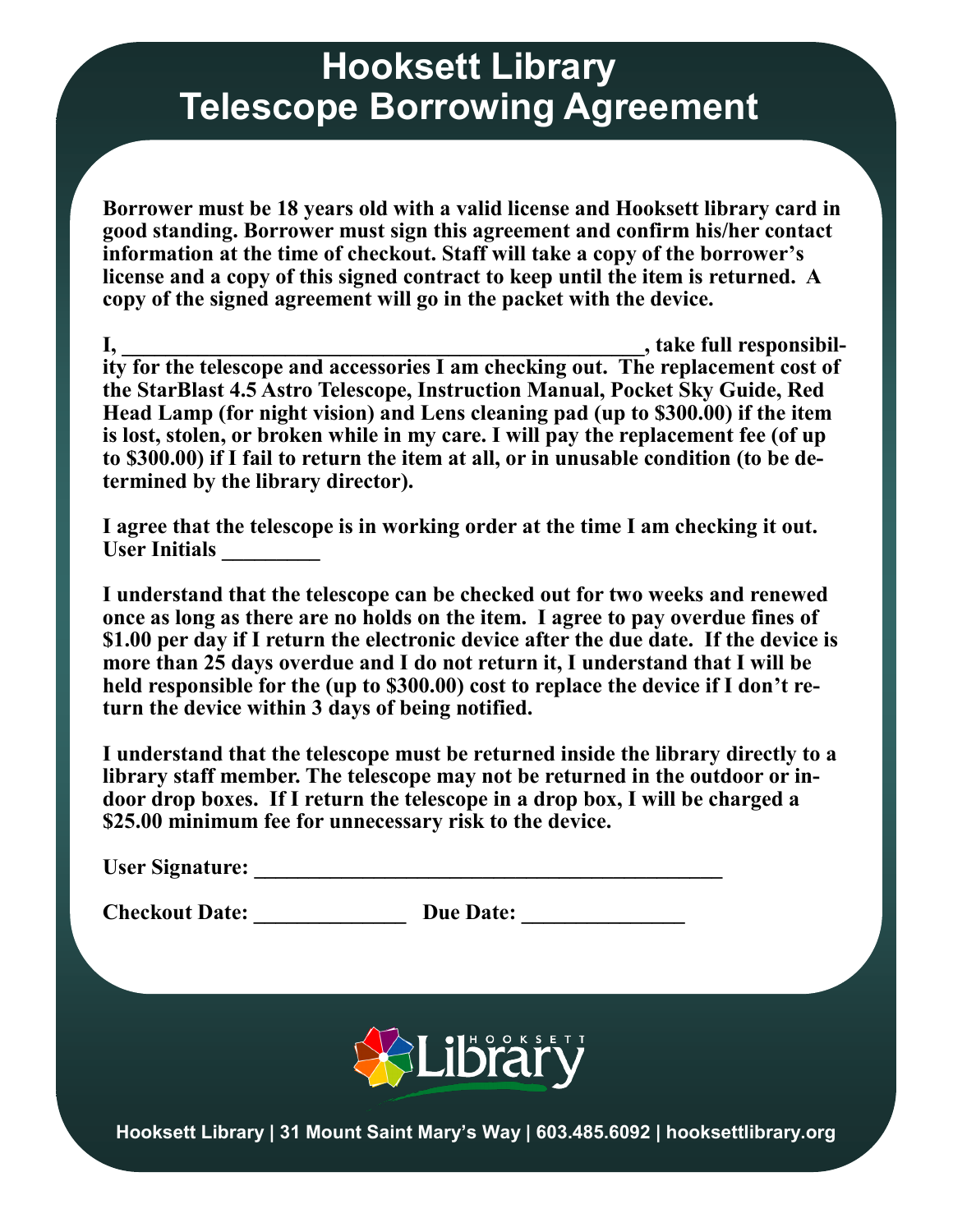# Hooksett Library
# Telescope Borrowing Agreement

**Borrower must be 18 years old with a valid license and Hooksett library card in good standing. Borrower must sign this agreement and confirm his/her contact information at the time of checkout. Staff will take a copy of the borrower's license and a copy of this signed contract to keep until the item is returned. A copy of the signed agreement will go in the packet with the device.**

**I, \_\_\_\_\_\_\_\_\_\_\_\_\_\_\_\_\_\_\_\_\_\_\_\_\_\_\_\_\_\_\_\_\_\_\_\_\_\_\_\_\_\_\_\_\_\_\_\_, take full responsibility for the telescope and accessories I am checking out. The replacement cost of the StarBlast 4.5 Astro Telescope, Instruction Manual, Pocket Sky Guide, Red Head Lamp (for night vision) and Lens cleaning pad (up to $300.00) if the item is lost, stolen, or broken while in my care. I will pay the replacement fee (of up to $300.00) if I fail to return the item at all, or in unusable condition (to be determined by the library director).**

**I agree that the telescope is in working order at the time I am checking it out.**
**User Initials \_\_\_\_\_\_\_\_\_**

**I understand that the telescope can be checked out for two weeks and renewed once as long as there are no holds on the item. I agree to pay overdue fines of $1.00 per day if I return the electronic device after the due date. If the device is more than 25 days overdue and I do not return it, I understand that I will be held responsible for the (up to $300.00) cost to replace the device if I don't return the device within 3 days of being notified.**

**I understand that the telescope must be returned inside the library directly to a library staff member. The telescope may not be returned in the outdoor or indoor drop boxes. If I return the telescope in a drop box, I will be charged a $25.00 minimum fee for unnecessary risk to the device.**

**User Signature: \_\_\_\_\_\_\_\_\_\_\_\_\_\_\_\_\_\_\_\_\_\_\_\_\_\_\_\_\_\_\_\_\_\_\_\_\_\_\_\_\_\_\_\_\_**

**Checkout Date: \_\_\_\_\_\_\_\_\_\_\_\_\_\_ Due Date: \_\_\_\_\_\_\_\_\_\_\_\_\_\_\_**

HOOKSETT Library

**Hooksett Library | 31 Mount Saint Mary's Way | 603.485.6092 | hooksettlibrary.org**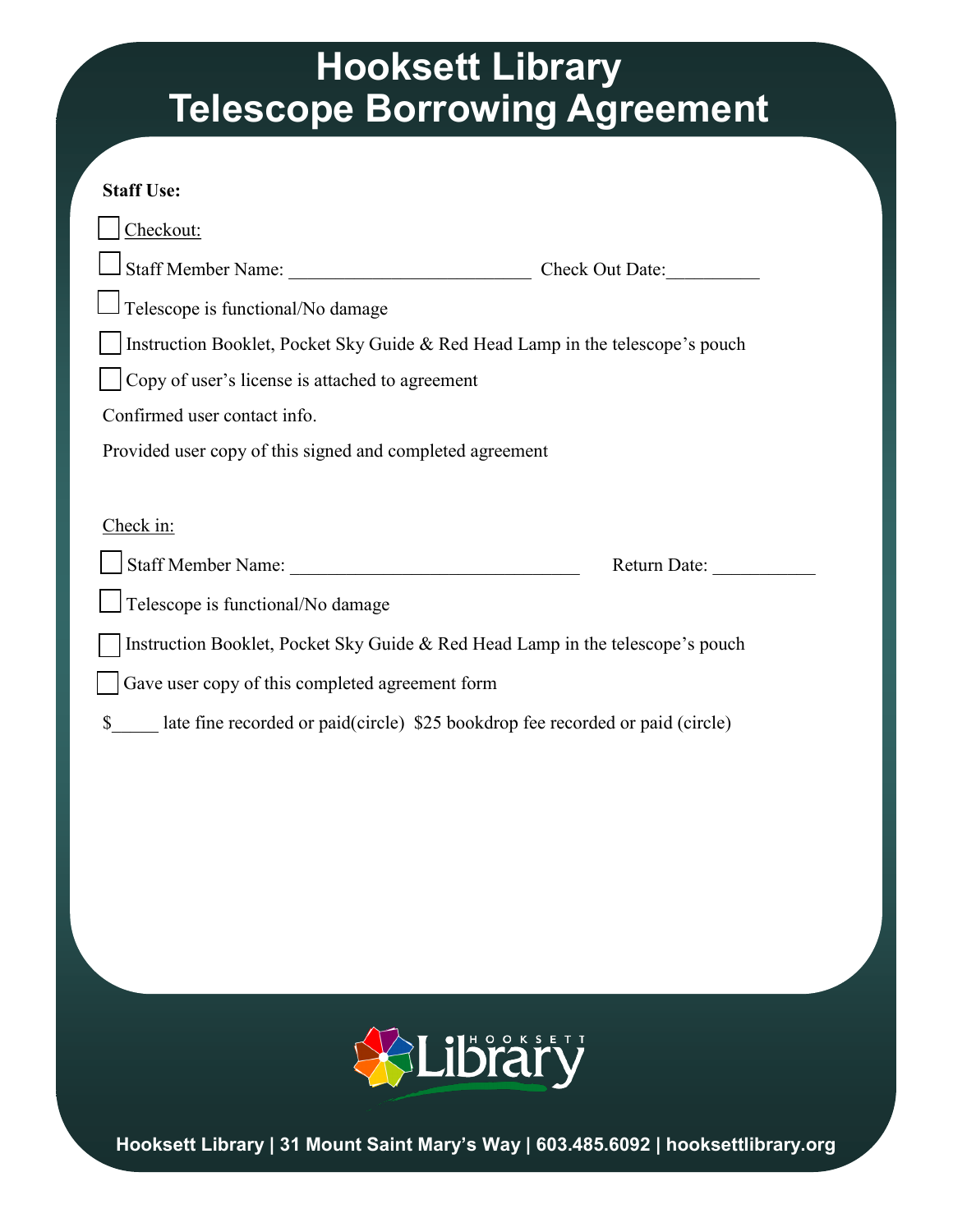# Hooksett Library
# Telescope Borrowing Agreement

**Staff Use:**

☐ Checkout:

☐ Staff Member Name: __________________________ Check Out Date:__________

☐ Telescope is functional/No damage

☐ Instruction Booklet, Pocket Sky Guide & Red Head Lamp in the telescope's pouch

☐ Copy of user's license is attached to agreement

Confirmed user contact info.

Provided user copy of this signed and completed agreement

Check in:

☐ Staff Member Name: _______________________________ Return Date: ___________

☐ Telescope is functional/No damage

☐ Instruction Booklet, Pocket Sky Guide & Red Head Lamp in the telescope's pouch

☐ Gave user copy of this completed agreement form

$_____ late fine recorded or paid(circle) $25 bookdrop fee recorded or paid (circle)

Hooksett Library | 31 Mount Saint Mary's Way | 603.485.6092 | hooksettlibrary.org